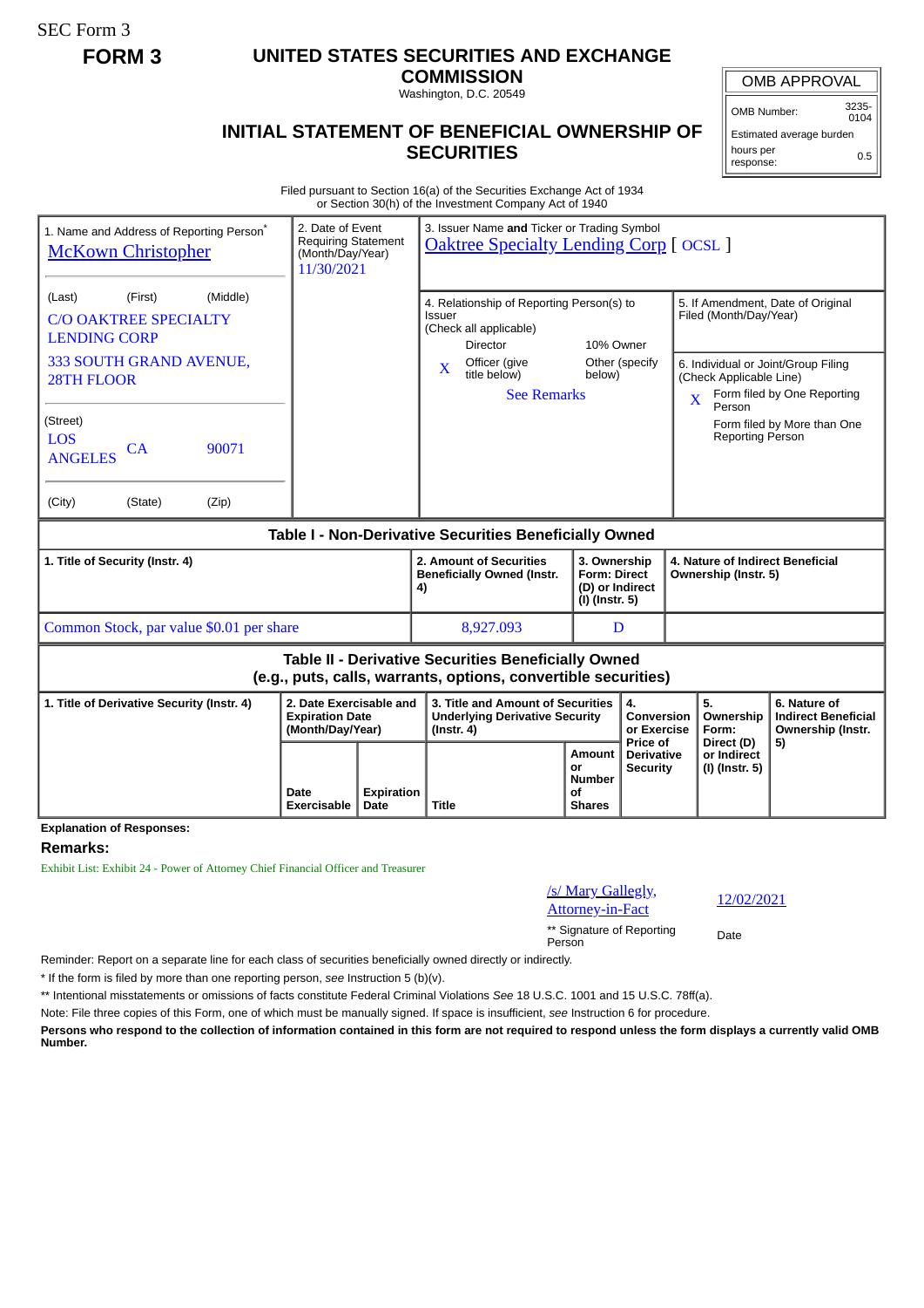SEC Form 3

# FORM 3

## UNITED STATES SECURITIES AND EXCHANGE COMMISSION

Washington, D.C. 20549

## INITIAL STATEMENT OF BENEFICIAL OWNERSHIP OF SECURITIES

| OMB APPROVAL | |
|---|---|
| OMB Number: | 3235-0104 |
| Estimated average burden hours per response: | 0.5 |

Filed pursuant to Section 16(a) of the Securities Exchange Act of 1934 or Section 30(h) of the Investment Company Act of 1940

1. Name and Address of Reporting Person*
McKown Christopher

(Last) (First) (Middle)
C/O OAKTREE SPECIALTY LENDING CORP
333 SOUTH GRAND AVENUE, 28TH FLOOR

(Street)
LOS ANGELES CA 90071

(City) (State) (Zip)

2. Date of Event Requiring Statement (Month/Day/Year)
11/30/2021

3. Issuer Name **and** Ticker or Trading Symbol
Oaktree Specialty Lending Corp [ OCSL ]

4. Relationship of Reporting Person(s) to Issuer (Check all applicable)
Director
10% Owner
X Officer (give title below)
Other (specify below)
See Remarks

5. If Amendment, Date of Original Filed (Month/Day/Year)

6. Individual or Joint/Group Filing (Check Applicable Line)
X Form filed by One Reporting Person
Form filed by More than One Reporting Person

### Table I - Non-Derivative Securities Beneficially Owned

| 1. Title of Security (Instr. 4) | 2. Amount of Securities Beneficially Owned (Instr. 4) | 3. Ownership Form: Direct (D) or Indirect (I) (Instr. 5) | 4. Nature of Indirect Beneficial Ownership (Instr. 5) |
|---|---|---|---|
| Common Stock, par value $0.01 per share | 8,927.093 | D | |

### Table II - Derivative Securities Beneficially Owned (e.g., puts, calls, warrants, options, convertible securities)

| 1. Title of Derivative Security (Instr. 4) | 2. Date Exercisable and Expiration Date (Month/Day/Year) | | 3. Title and Amount of Securities Underlying Derivative Security (Instr. 4) | | 4. Conversion or Exercise Price of Derivative Security | 5. Ownership Form: Direct (D) or Indirect (I) (Instr. 5) | 6. Nature of Indirect Beneficial Ownership (Instr. 5) |
|---|---|---|---|---|---|---|---|
| | Date Exercisable | Expiration Date | Title | Amount or Number of Shares | | | |

**Explanation of Responses:**

## Remarks:

Exhibit List: Exhibit 24 - Power of Attorney Chief Financial Officer and Treasurer

/s/ Mary Gallegly, Attorney-in-Fact — 12/02/2021

** Signature of Reporting Person — Date

Reminder: Report on a separate line for each class of securities beneficially owned directly or indirectly.

\* If the form is filed by more than one reporting person, *see* Instruction 5 (b)(v).

** Intentional misstatements or omissions of facts constitute Federal Criminal Violations *See* 18 U.S.C. 1001 and 15 U.S.C. 78ff(a).

Note: File three copies of this Form, one of which must be manually signed. If space is insufficient, *see* Instruction 6 for procedure.

**Persons who respond to the collection of information contained in this form are not required to respond unless the form displays a currently valid OMB Number.**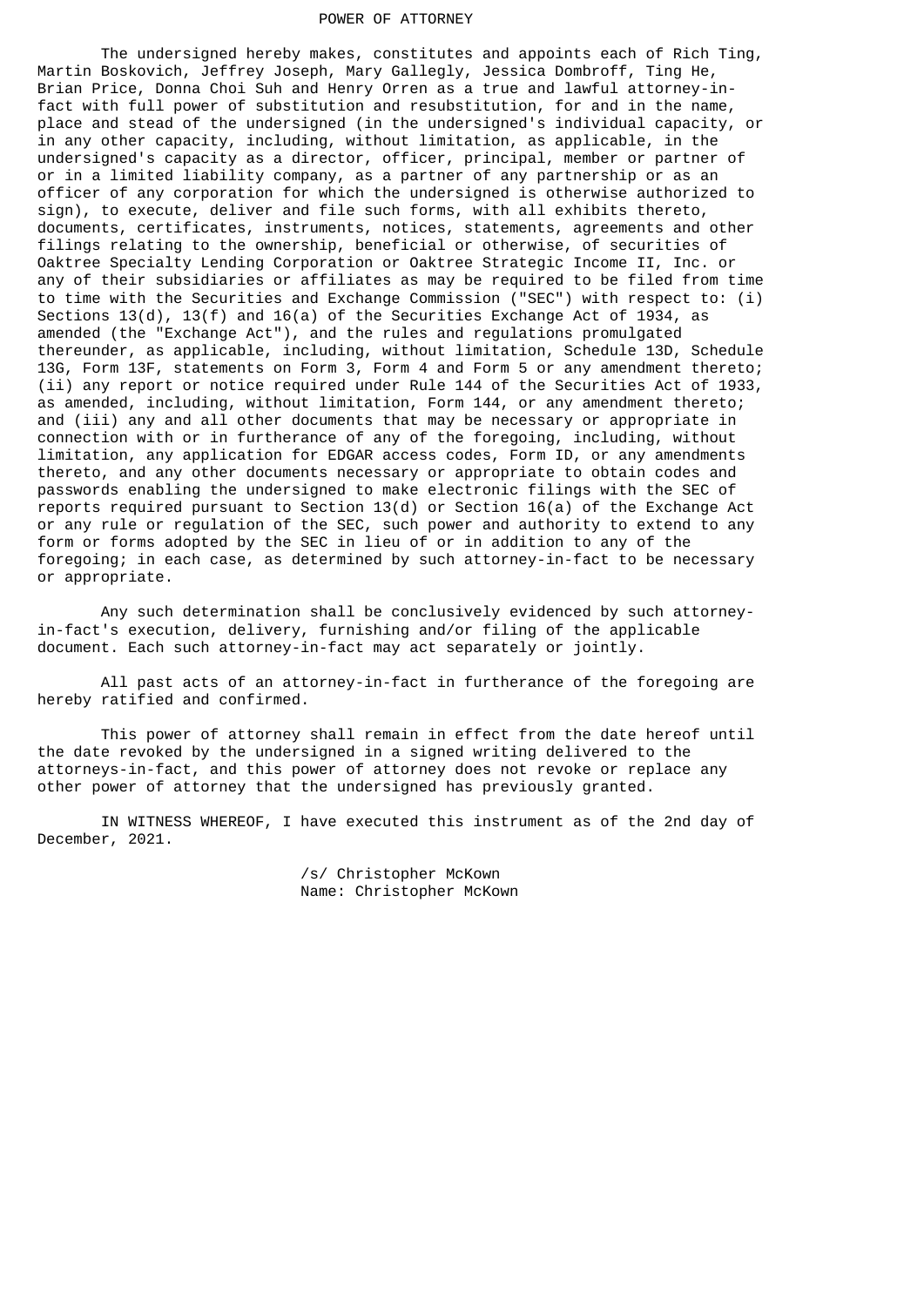# POWER OF ATTORNEY

The undersigned hereby makes, constitutes and appoints each of Rich Ting, Martin Boskovich, Jeffrey Joseph, Mary Gallegly, Jessica Dombroff, Ting He, Brian Price, Donna Choi Suh and Henry Orren as a true and lawful attorney-in-fact with full power of substitution and resubstitution, for and in the name, place and stead of the undersigned (in the undersigned's individual capacity, or in any other capacity, including, without limitation, as applicable, in the undersigned's capacity as a director, officer, principal, member or partner of or in a limited liability company, as a partner of any partnership or as an officer of any corporation for which the undersigned is otherwise authorized to sign), to execute, deliver and file such forms, with all exhibits thereto, documents, certificates, instruments, notices, statements, agreements and other filings relating to the ownership, beneficial or otherwise, of securities of Oaktree Specialty Lending Corporation or Oaktree Strategic Income II, Inc. or any of their subsidiaries or affiliates as may be required to be filed from time to time with the Securities and Exchange Commission ("SEC") with respect to: (i) Sections 13(d), 13(f) and 16(a) of the Securities Exchange Act of 1934, as amended (the "Exchange Act"), and the rules and regulations promulgated thereunder, as applicable, including, without limitation, Schedule 13D, Schedule 13G, Form 13F, statements on Form 3, Form 4 and Form 5 or any amendment thereto; (ii) any report or notice required under Rule 144 of the Securities Act of 1933, as amended, including, without limitation, Form 144, or any amendment thereto; and (iii) any and all other documents that may be necessary or appropriate in connection with or in furtherance of any of the foregoing, including, without limitation, any application for EDGAR access codes, Form ID, or any amendments thereto, and any other documents necessary or appropriate to obtain codes and passwords enabling the undersigned to make electronic filings with the SEC of reports required pursuant to Section 13(d) or Section 16(a) of the Exchange Act or any rule or regulation of the SEC, such power and authority to extend to any form or forms adopted by the SEC in lieu of or in addition to any of the foregoing; in each case, as determined by such attorney-in-fact to be necessary or appropriate.

Any such determination shall be conclusively evidenced by such attorney-in-fact's execution, delivery, furnishing and/or filing of the applicable document. Each such attorney-in-fact may act separately or jointly.

All past acts of an attorney-in-fact in furtherance of the foregoing are hereby ratified and confirmed.

This power of attorney shall remain in effect from the date hereof until the date revoked by the undersigned in a signed writing delivered to the attorneys-in-fact, and this power of attorney does not revoke or replace any other power of attorney that the undersigned has previously granted.

IN WITNESS WHEREOF, I have executed this instrument as of the 2nd day of December, 2021.

/s/ Christopher McKown
Name: Christopher McKown